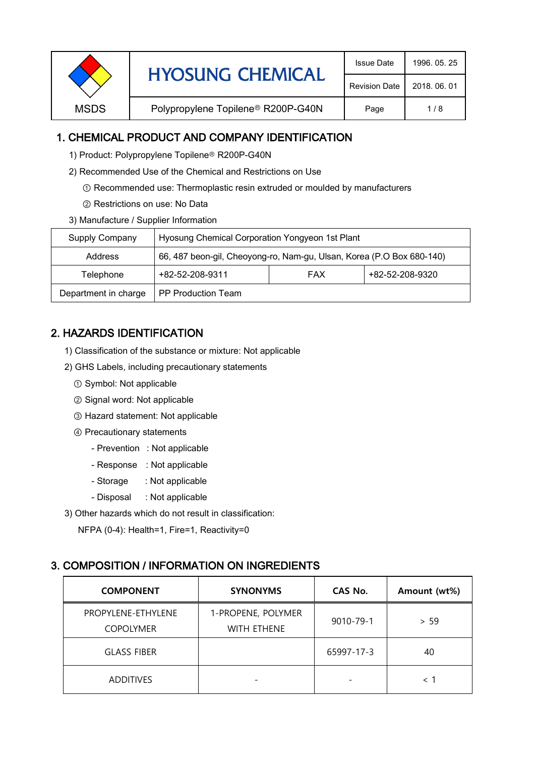| MSDS | HYOSUNG CHEMICAL | Issue Date | 1996. 05. 25 |
|---|---|---|---|
| | | Revision Date | 2018. 06. 01 |
| | Polypropylene Topilene® R200P-G40N | | |

## 1. CHEMICAL PRODUCT AND COMPANY IDENTIFICATION

1) Product: Polypropylene Topilene® R200P-G40N

2) Recommended Use of the Chemical and Restrictions on Use

① Recommended use: Thermoplastic resin extruded or moulded by manufacturers

② Restrictions on use: No Data

3) Manufacture / Supplier Information

| Supply Company | Hyosung Chemical Corporation Yongyeon 1st Plant | | |
|---|---|---|---|
| Address | 66, 487 beon-gil, Cheoyong-ro, Nam-gu, Ulsan, Korea (P.O Box 680-140) | | |
| Telephone | +82-52-208-9311 | FAX | +82-52-208-9320 |
| Department in charge | PP Production Team | | |

## 2. HAZARDS IDENTIFICATION

1) Classification of the substance or mixture: Not applicable

2) GHS Labels, including precautionary statements

① Symbol: Not applicable

② Signal word: Not applicable

③ Hazard statement: Not applicable

④ Precautionary statements

- Prevention : Not applicable
- Response : Not applicable
- Storage : Not applicable
- Disposal : Not applicable

3) Other hazards which do not result in classification:

NFPA (0-4): Health=1, Fire=1, Reactivity=0

## 3. COMPOSITION / INFORMATION ON INGREDIENTS

| COMPONENT | SYNONYMS | CAS No. | Amount (wt%) |
|---|---|---|---|
| PROPYLENE-ETHYLENE COPOLYMER | 1-PROPENE, POLYMER WITH ETHENE | 9010-79-1 | > 59 |
| GLASS FIBER | | 65997-17-3 | 40 |
| ADDITIVES | - | - | < 1 |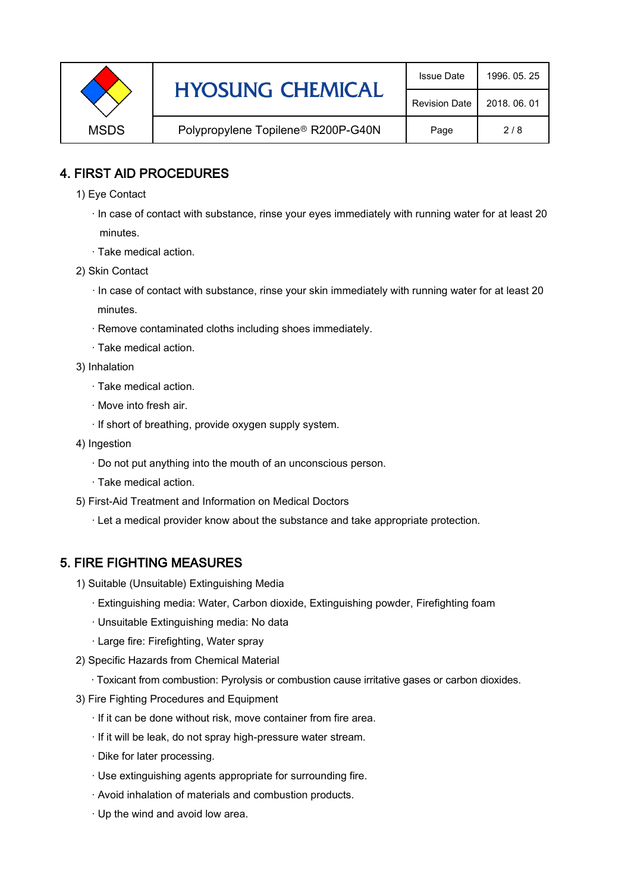## 4. FIRST AID PROCEDURES

1) Eye Contact

· In case of contact with substance, rinse your eyes immediately with running water for at least 20 minutes.

· Take medical action.

2) Skin Contact

· In case of contact with substance, rinse your skin immediately with running water for at least 20 minutes.

· Remove contaminated cloths including shoes immediately.

· Take medical action.

3) Inhalation

· Take medical action.

· Move into fresh air.

· If short of breathing, provide oxygen supply system.

4) Ingestion

· Do not put anything into the mouth of an unconscious person.

· Take medical action.

5) First-Aid Treatment and Information on Medical Doctors

· Let a medical provider know about the substance and take appropriate protection.

## 5. FIRE FIGHTING MEASURES

1) Suitable (Unsuitable) Extinguishing Media

· Extinguishing media: Water, Carbon dioxide, Extinguishing powder, Firefighting foam

· Unsuitable Extinguishing media: No data

· Large fire: Firefighting, Water spray

2) Specific Hazards from Chemical Material

· Toxicant from combustion: Pyrolysis or combustion cause irritative gases or carbon dioxides.

3) Fire Fighting Procedures and Equipment

· If it can be done without risk, move container from fire area.

· If it will be leak, do not spray high-pressure water stream.

· Dike for later processing.

· Use extinguishing agents appropriate for surrounding fire.

· Avoid inhalation of materials and combustion products.

· Up the wind and avoid low area.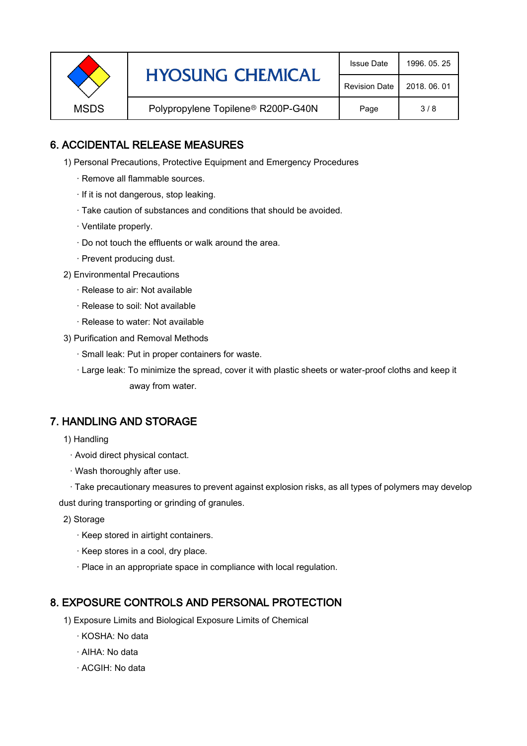## 6. ACCIDENTAL RELEASE MEASURES

1) Personal Precautions, Protective Equipment and Emergency Procedures

· Remove all flammable sources.

· If it is not dangerous, stop leaking.

· Take caution of substances and conditions that should be avoided.

· Ventilate properly.

· Do not touch the effluents or walk around the area.

· Prevent producing dust.

2) Environmental Precautions

· Release to air: Not available

· Release to soil: Not available

· Release to water: Not available

3) Purification and Removal Methods

· Small leak: Put in proper containers for waste.

· Large leak: To minimize the spread, cover it with plastic sheets or water-proof cloths and keep it away from water.

## 7. HANDLING AND STORAGE

1) Handling

· Avoid direct physical contact.

· Wash thoroughly after use.

· Take precautionary measures to prevent against explosion risks, as all types of polymers may develop dust during transporting or grinding of granules.

2) Storage

· Keep stored in airtight containers.

· Keep stores in a cool, dry place.

· Place in an appropriate space in compliance with local regulation.

## 8. EXPOSURE CONTROLS AND PERSONAL PROTECTION

1) Exposure Limits and Biological Exposure Limits of Chemical

· KOSHA: No data

· AIHA: No data

· ACGIH: No data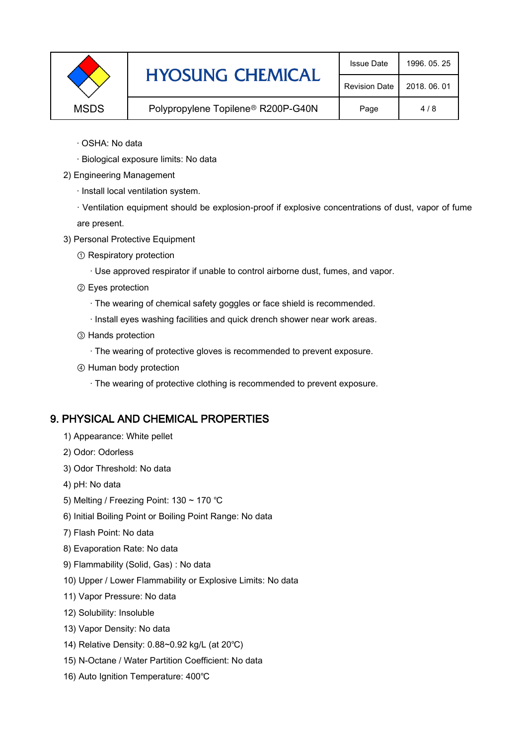· OSHA: No data

· Biological exposure limits: No data

2) Engineering Management

· Install local ventilation system.

· Ventilation equipment should be explosion-proof if explosive concentrations of dust, vapor of fume are present.

3) Personal Protective Equipment

① Respiratory protection

· Use approved respirator if unable to control airborne dust, fumes, and vapor.

② Eyes protection

· The wearing of chemical safety goggles or face shield is recommended.

· Install eyes washing facilities and quick drench shower near work areas.

③ Hands protection

· The wearing of protective gloves is recommended to prevent exposure.

④ Human body protection

· The wearing of protective clothing is recommended to prevent exposure.

## 9. PHYSICAL AND CHEMICAL PROPERTIES

1) Appearance: White pellet

2) Odor: Odorless

3) Odor Threshold: No data

4) pH: No data

5) Melting / Freezing Point: 130 ~ 170 ℃

6) Initial Boiling Point or Boiling Point Range: No data

7) Flash Point: No data

8) Evaporation Rate: No data

9) Flammability (Solid, Gas) : No data

10) Upper / Lower Flammability or Explosive Limits: No data

11) Vapor Pressure: No data

12) Solubility: Insoluble

13) Vapor Density: No data

14) Relative Density: 0.88~0.92 kg/L (at 20℃)

15) N-Octane / Water Partition Coefficient: No data

16) Auto Ignition Temperature: 400℃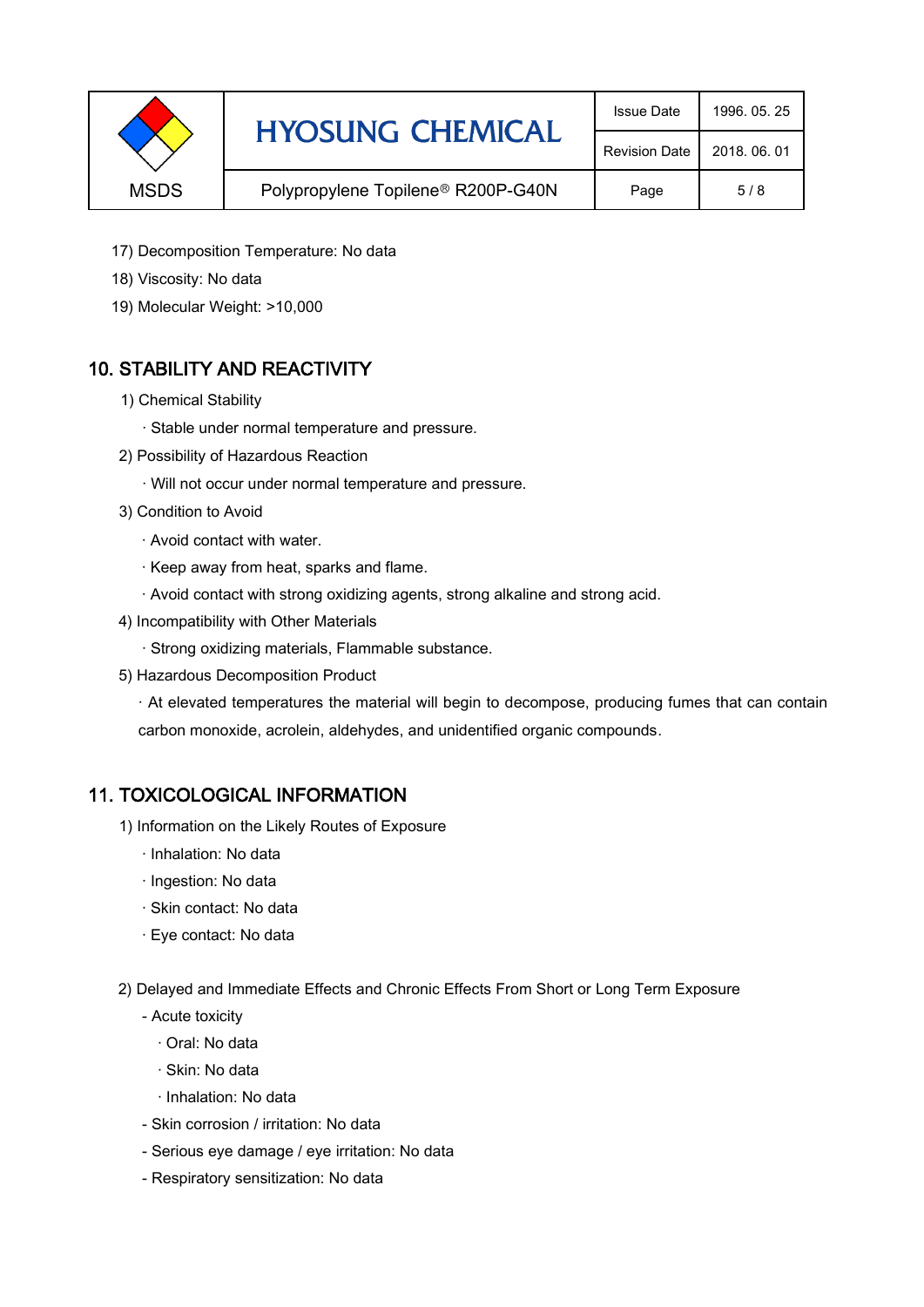17) Decomposition Temperature: No data

18) Viscosity: No data

19) Molecular Weight: >10,000

## 10. STABILITY AND REACTIVITY

1) Chemical Stability

· Stable under normal temperature and pressure.

2) Possibility of Hazardous Reaction

· Will not occur under normal temperature and pressure.

3) Condition to Avoid

· Avoid contact with water.

· Keep away from heat, sparks and flame.

· Avoid contact with strong oxidizing agents, strong alkaline and strong acid.

4) Incompatibility with Other Materials

· Strong oxidizing materials, Flammable substance.

5) Hazardous Decomposition Product

· At elevated temperatures the material will begin to decompose, producing fumes that can contain carbon monoxide, acrolein, aldehydes, and unidentified organic compounds.

## 11. TOXICOLOGICAL INFORMATION

1) Information on the Likely Routes of Exposure

· Inhalation: No data

· Ingestion: No data

· Skin contact: No data

· Eye contact: No data

2) Delayed and Immediate Effects and Chronic Effects From Short or Long Term Exposure

- Acute toxicity

  · Oral: No data

  · Skin: No data

  · Inhalation: No data

- Skin corrosion / irritation: No data

- Serious eye damage / eye irritation: No data

- Respiratory sensitization: No data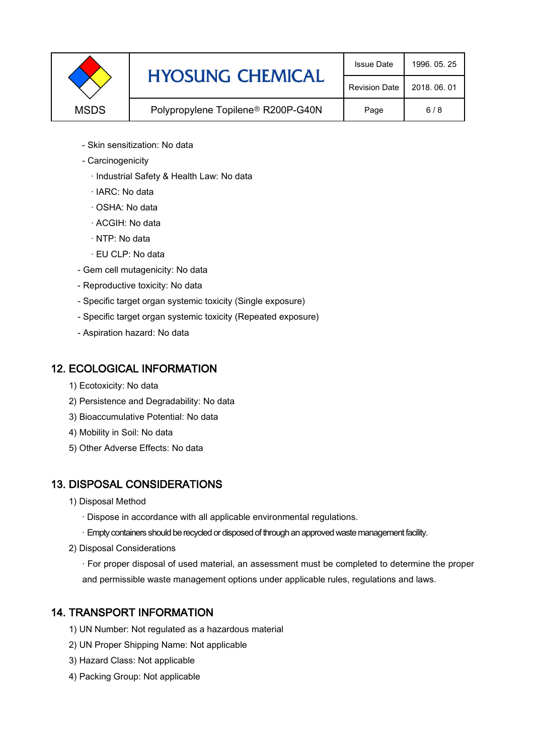- Skin sensitization: No data
- Carcinogenicity
  - · Industrial Safety & Health Law: No data
  - · IARC: No data
  - · OSHA: No data
  - · ACGIH: No data
  - · NTP: No data
  - · EU CLP: No data
- Gem cell mutagenicity: No data
- Reproductive toxicity: No data
- Specific target organ systemic toxicity (Single exposure)
- Specific target organ systemic toxicity (Repeated exposure)
- Aspiration hazard: No data

## 12. ECOLOGICAL INFORMATION

1) Ecotoxicity: No data
2) Persistence and Degradability: No data
3) Bioaccumulative Potential: No data
4) Mobility in Soil: No data
5) Other Adverse Effects: No data

## 13. DISPOSAL CONSIDERATIONS

1) Disposal Method
   - · Dispose in accordance with all applicable environmental regulations.
   - · Empty containers should be recycled or disposed of through an approved waste management facility.
2) Disposal Considerations
   - · For proper disposal of used material, an assessment must be completed to determine the proper and permissible waste management options under applicable rules, regulations and laws.

## 14. TRANSPORT INFORMATION

1) UN Number: Not regulated as a hazardous material
2) UN Proper Shipping Name: Not applicable
3) Hazard Class: Not applicable
4) Packing Group: Not applicable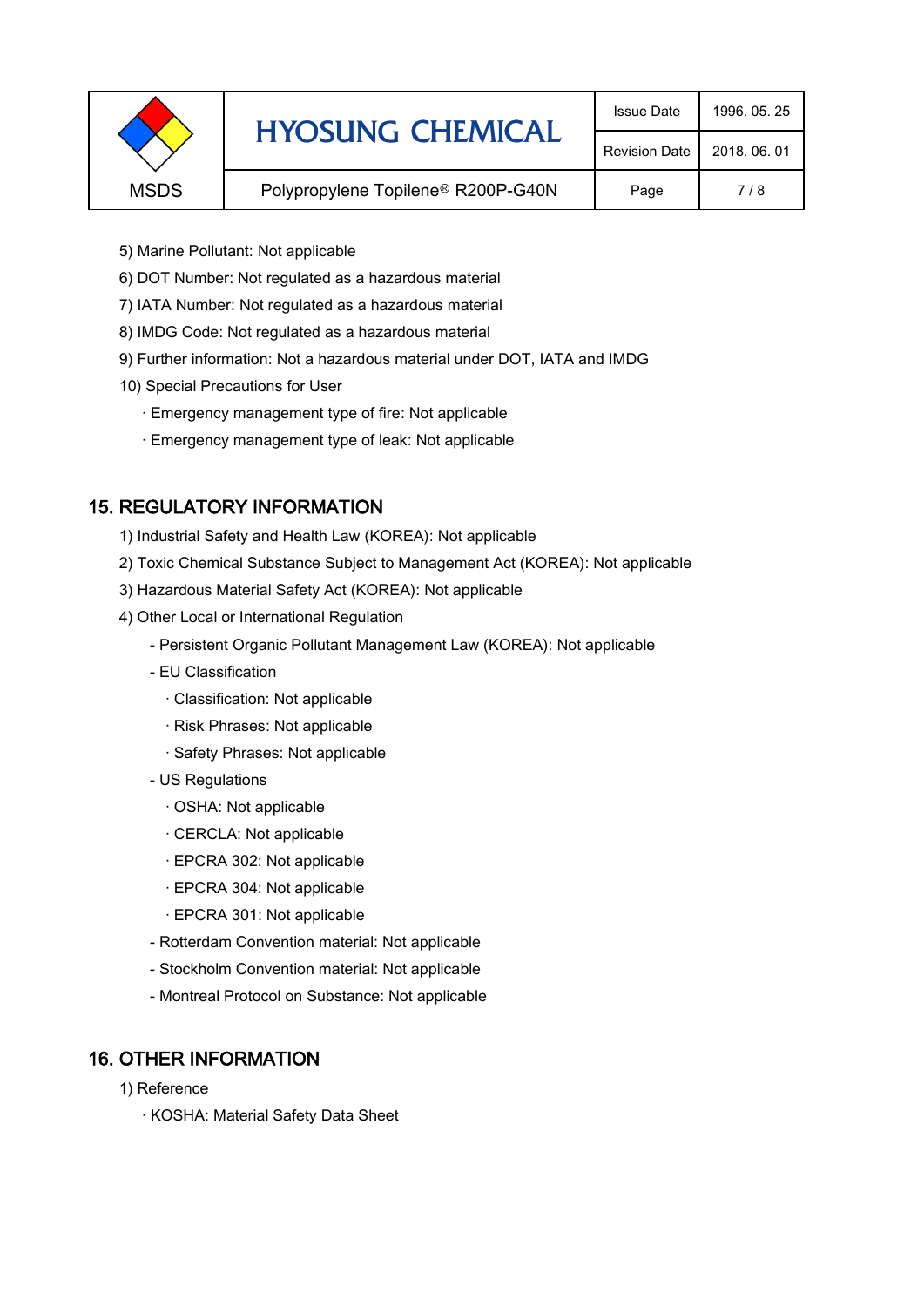5) Marine Pollutant: Not applicable

6) DOT Number: Not regulated as a hazardous material

7) IATA Number: Not regulated as a hazardous material

8) IMDG Code: Not regulated as a hazardous material

9) Further information: Not a hazardous material under DOT, IATA and IMDG

10) Special Precautions for User

· Emergency management type of fire: Not applicable

· Emergency management type of leak: Not applicable

## 15. REGULATORY INFORMATION

1) Industrial Safety and Health Law (KOREA): Not applicable

2) Toxic Chemical Substance Subject to Management Act (KOREA): Not applicable

3) Hazardous Material Safety Act (KOREA): Not applicable

4) Other Local or International Regulation

- Persistent Organic Pollutant Management Law (KOREA): Not applicable
- EU Classification
  - · Classification: Not applicable
  - · Risk Phrases: Not applicable
  - · Safety Phrases: Not applicable
- US Regulations
  - · OSHA: Not applicable
  - · CERCLA: Not applicable
  - · EPCRA 302: Not applicable
  - · EPCRA 304: Not applicable
  - · EPCRA 301: Not applicable
- Rotterdam Convention material: Not applicable
- Stockholm Convention material: Not applicable
- Montreal Protocol on Substance: Not applicable

## 16. OTHER INFORMATION

1) Reference

· KOSHA: Material Safety Data Sheet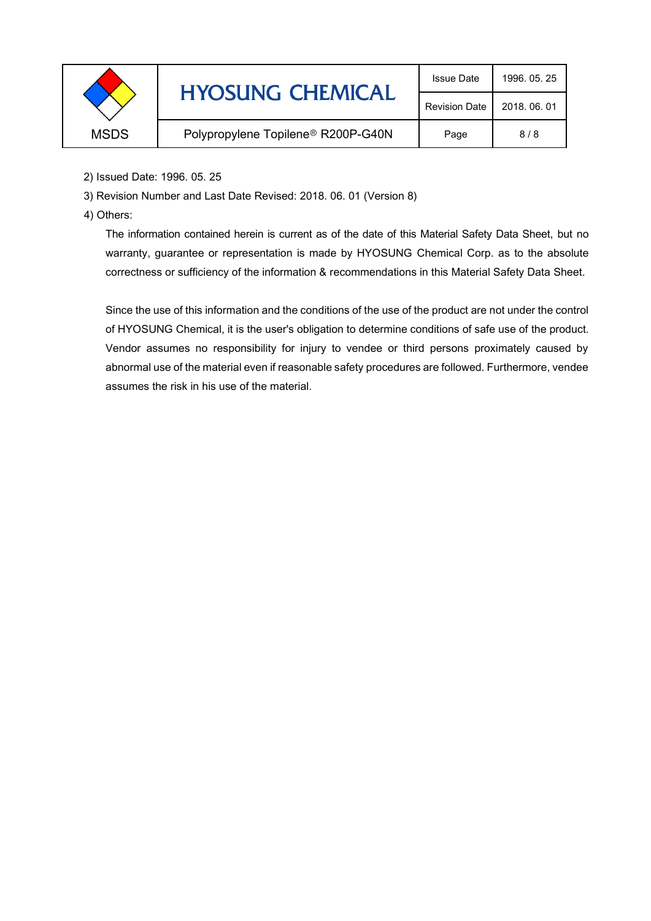2) Issued Date: 1996. 05. 25

3) Revision Number and Last Date Revised: 2018. 06. 01 (Version 8)

4) Others:

The information contained herein is current as of the date of this Material Safety Data Sheet, but no warranty, guarantee or representation is made by HYOSUNG Chemical Corp. as to the absolute correctness or sufficiency of the information & recommendations in this Material Safety Data Sheet.

Since the use of this information and the conditions of the use of the product are not under the control of HYOSUNG Chemical, it is the user's obligation to determine conditions of safe use of the product. Vendor assumes no responsibility for injury to vendee or third persons proximately caused by abnormal use of the material even if reasonable safety procedures are followed. Furthermore, vendee assumes the risk in his use of the material.